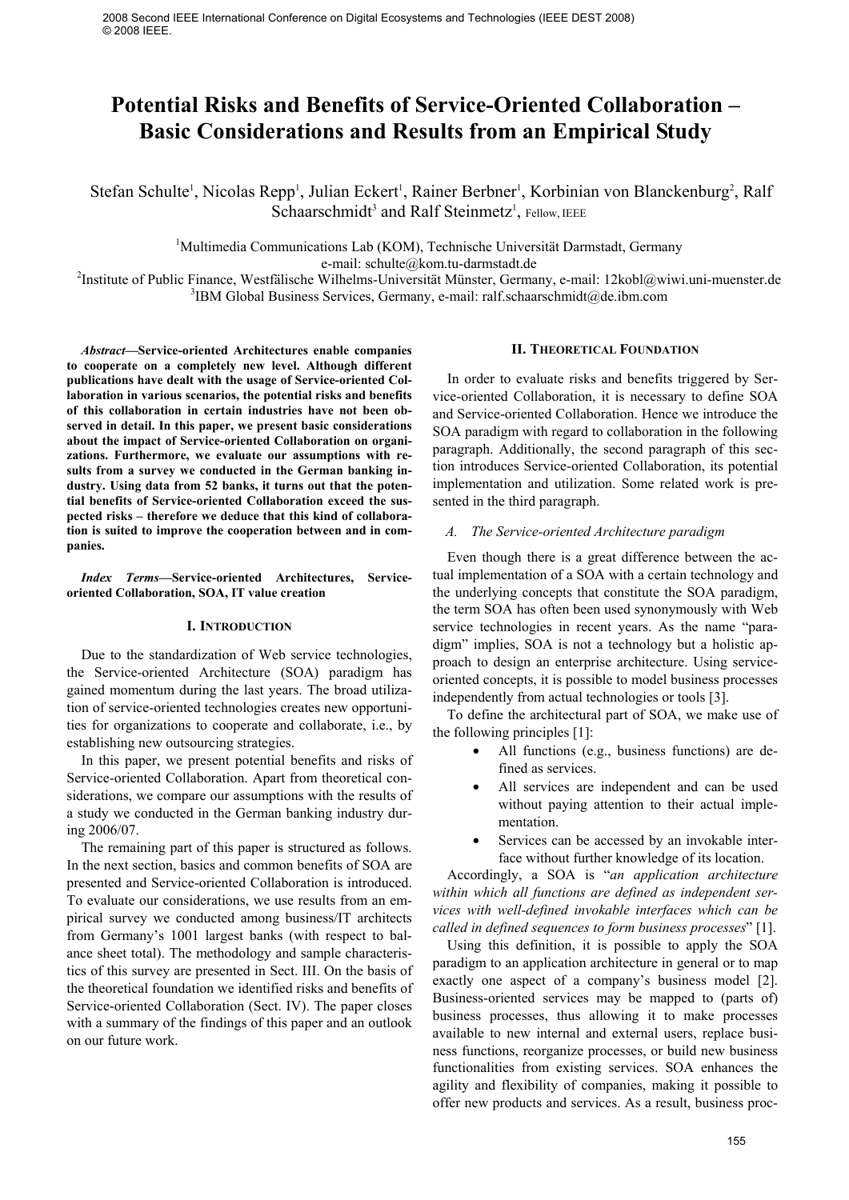# Potential Risks and Benefits of Service-Oriented Collaboration – Basic Considerations and Results from an Empirical Study

Stefan Schulte[1], Nicolas Repp[1], Julian Eckert[1], Rainer Berbner[1], Korbinian von Blanckenburg[2], Ralf Schaarschmidt[3] and Ralf Steinmetz[1], Fellow, IEEE

[1]Multimedia Communications Lab (KOM), Technische Universität Darmstadt, Germany
e-mail: schulte@kom.tu-darmstadt.de
[2]Institute of Public Finance, Westfälische Wilhelms-Universität Münster, Germany, e-mail: 12kobl@wiwi.uni-muenster.de
[3]IBM Global Business Services, Germany, e-mail: ralf.schaarschmidt@de.ibm.com

***Abstract*—Service-oriented Architectures enable companies to cooperate on a completely new level. Although different publications have dealt with the usage of Service-oriented Collaboration in various scenarios, the potential risks and benefits of this collaboration in certain industries have not been observed in detail. In this paper, we present basic considerations about the impact of Service-oriented Collaboration on organizations. Furthermore, we evaluate our assumptions with results from a survey we conducted in the German banking industry. Using data from 52 banks, it turns out that the potential benefits of Service-oriented Collaboration exceed the suspected risks – therefore we deduce that this kind of collaboration is suited to improve the cooperation between and in companies.**

***Index Terms*—Service-oriented Architectures, Service-oriented Collaboration, SOA, IT value creation**

## I. Introduction

Due to the standardization of Web service technologies, the Service-oriented Architecture (SOA) paradigm has gained momentum during the last years. The broad utilization of service-oriented technologies creates new opportunities for organizations to cooperate and collaborate, i.e., by establishing new outsourcing strategies.

In this paper, we present potential benefits and risks of Service-oriented Collaboration. Apart from theoretical considerations, we compare our assumptions with the results of a study we conducted in the German banking industry during 2006/07.

The remaining part of this paper is structured as follows. In the next section, basics and common benefits of SOA are presented and Service-oriented Collaboration is introduced. To evaluate our considerations, we use results from an empirical survey we conducted among business/IT architects from Germany's 1001 largest banks (with respect to balance sheet total). The methodology and sample characteristics of this survey are presented in Sect. III. On the basis of the theoretical foundation we identified risks and benefits of Service-oriented Collaboration (Sect. IV). The paper closes with a summary of the findings of this paper and an outlook on our future work.

## II. Theoretical Foundation

In order to evaluate risks and benefits triggered by Service-oriented Collaboration, it is necessary to define SOA and Service-oriented Collaboration. Hence we introduce the SOA paradigm with regard to collaboration in the following paragraph. Additionally, the second paragraph of this section introduces Service-oriented Collaboration, its potential implementation and utilization. Some related work is presented in the third paragraph.

### *A. The Service-oriented Architecture paradigm*

Even though there is a great difference between the actual implementation of a SOA with a certain technology and the underlying concepts that constitute the SOA paradigm, the term SOA has often been used synonymously with Web service technologies in recent years. As the name "paradigm" implies, SOA is not a technology but a holistic approach to design an enterprise architecture. Using service-oriented concepts, it is possible to model business processes independently from actual technologies or tools [3].

To define the architectural part of SOA, we make use of the following principles [1]:

- All functions (e.g., business functions) are defined as services.
- All services are independent and can be used without paying attention to their actual implementation.
- Services can be accessed by an invokable interface without further knowledge of its location.

Accordingly, a SOA is "*an application architecture within which all functions are defined as independent services with well-defined invokable interfaces which can be called in defined sequences to form business processes*" [1].

Using this definition, it is possible to apply the SOA paradigm to an application architecture in general or to map exactly one aspect of a company's business model [2]. Business-oriented services may be mapped to (parts of) business processes, thus allowing it to make processes available to new internal and external users, replace business functions, reorganize processes, or build new business functionalities from existing services. SOA enhances the agility and flexibility of companies, making it possible to offer new products and services. As a result, business proc-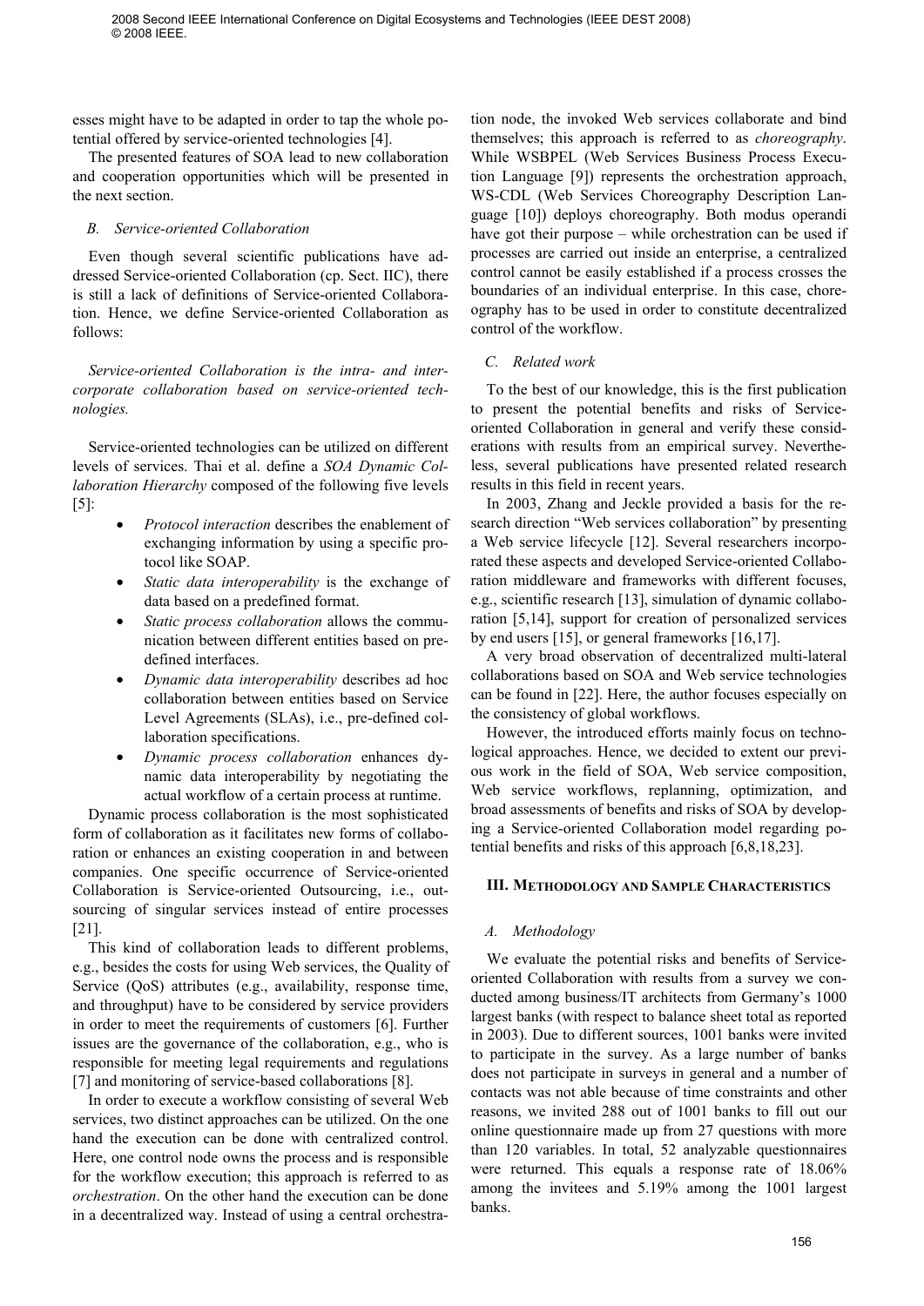esses might have to be adapted in order to tap the whole potential offered by service-oriented technologies [4].

The presented features of SOA lead to new collaboration and cooperation opportunities which will be presented in the next section.

### *B. Service-oriented Collaboration*

Even though several scientific publications have addressed Service-oriented Collaboration (cp. Sect. IIC), there is still a lack of definitions of Service-oriented Collaboration. Hence, we define Service-oriented Collaboration as follows:

*Service-oriented Collaboration is the intra- and inter-corporate collaboration based on service-oriented technologies.*

Service-oriented technologies can be utilized on different levels of services. Thai et al. define a *SOA Dynamic Collaboration Hierarchy* composed of the following five levels [5]:

- *Protocol interaction* describes the enablement of exchanging information by using a specific protocol like SOAP.
- *Static data interoperability* is the exchange of data based on a predefined format.
- *Static process collaboration* allows the communication between different entities based on predefined interfaces.
- *Dynamic data interoperability* describes ad hoc collaboration between entities based on Service Level Agreements (SLAs), i.e., pre-defined collaboration specifications.
- *Dynamic process collaboration* enhances dynamic data interoperability by negotiating the actual workflow of a certain process at runtime.

Dynamic process collaboration is the most sophisticated form of collaboration as it facilitates new forms of collaboration or enhances an existing cooperation in and between companies. One specific occurrence of Service-oriented Collaboration is Service-oriented Outsourcing, i.e., outsourcing of singular services instead of entire processes [21].

This kind of collaboration leads to different problems, e.g., besides the costs for using Web services, the Quality of Service (QoS) attributes (e.g., availability, response time, and throughput) have to be considered by service providers in order to meet the requirements of customers [6]. Further issues are the governance of the collaboration, e.g., who is responsible for meeting legal requirements and regulations [7] and monitoring of service-based collaborations [8].

In order to execute a workflow consisting of several Web services, two distinct approaches can be utilized. On the one hand the execution can be done with centralized control. Here, one control node owns the process and is responsible for the workflow execution; this approach is referred to as *orchestration*. On the other hand the execution can be done in a decentralized way. Instead of using a central orchestration node, the invoked Web services collaborate and bind themselves; this approach is referred to as *choreography*. While WSBPEL (Web Services Business Process Execution Language [9]) represents the orchestration approach, WS-CDL (Web Services Choreography Description Language [10]) deploys choreography. Both modus operandi have got their purpose – while orchestration can be used if processes are carried out inside an enterprise, a centralized control cannot be easily established if a process crosses the boundaries of an individual enterprise. In this case, choreography has to be used in order to constitute decentralized control of the workflow.

### *C. Related work*

To the best of our knowledge, this is the first publication to present the potential benefits and risks of Service-oriented Collaboration in general and verify these considerations with results from an empirical survey. Nevertheless, several publications have presented related research results in this field in recent years.

In 2003, Zhang and Jeckle provided a basis for the research direction "Web services collaboration" by presenting a Web service lifecycle [12]. Several researchers incorporated these aspects and developed Service-oriented Collaboration middleware and frameworks with different focuses, e.g., scientific research [13], simulation of dynamic collaboration [5,14], support for creation of personalized services by end users [15], or general frameworks [16,17].

A very broad observation of decentralized multi-lateral collaborations based on SOA and Web service technologies can be found in [22]. Here, the author focuses especially on the consistency of global workflows.

However, the introduced efforts mainly focus on technological approaches. Hence, we decided to extent our previous work in the field of SOA, Web service composition, Web service workflows, replanning, optimization, and broad assessments of benefits and risks of SOA by developing a Service-oriented Collaboration model regarding potential benefits and risks of this approach [6,8,18,23].

## III. Methodology and Sample Characteristics

### *A. Methodology*

We evaluate the potential risks and benefits of Service-oriented Collaboration with results from a survey we conducted among business/IT architects from Germany's 1000 largest banks (with respect to balance sheet total as reported in 2003). Due to different sources, 1001 banks were invited to participate in the survey. As a large number of banks does not participate in surveys in general and a number of contacts was not able because of time constraints and other reasons, we invited 288 out of 1001 banks to fill out our online questionnaire made up from 27 questions with more than 120 variables. In total, 52 analyzable questionnaires were returned. This equals a response rate of 18.06% among the invitees and 5.19% among the 1001 largest banks.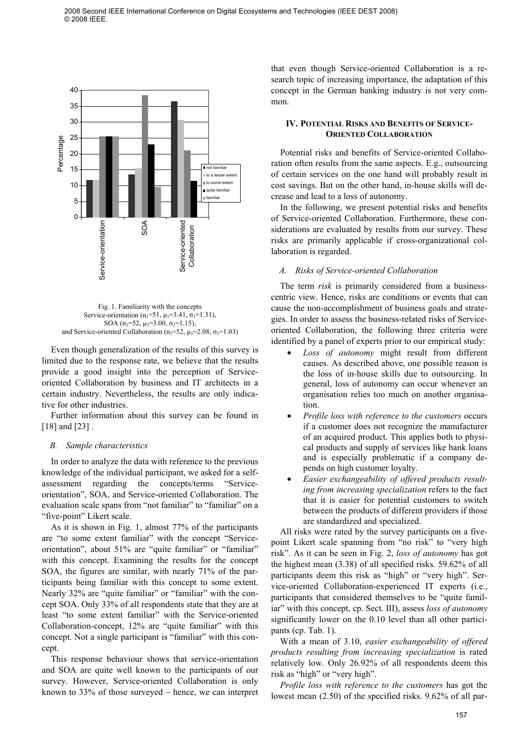Percentage

40
35
30
25
20
15
10
5
0

Service-orientation
SOA
Service-oriented Collaboration

not familiar
to a lesser extent
to some extent
quite familiar
familiar

Fig. 1. Familiarity with the concepts Service-orientation ($n_1$=51, $\mu_1$=3.41, $\sigma_1$=1.31), SOA ($n_2$=52, $\mu_2$=3.00, $\sigma_2$=1.15), and Service-oriented Collaboration ($n_3$=52, $\mu_3$=2.08, $\sigma_3$=1.03)

Even though generalization of the results of this survey is limited due to the response rate, we believe that the results provide a good insight into the perception of Service-oriented Collaboration by business and IT architects in a certain industry. Nevertheless, the results are only indicative for other industries.

Further information about this survey can be found in [18] and [23] .

### *B. Sample characteristics*

In order to analyze the data with reference to the previous knowledge of the individual participant, we asked for a self-assessment regarding the concepts/terms "Service-orientation", SOA, and Service-oriented Collaboration. The evaluation scale spans from "not familiar" to "familiar" on a "five-point" Likert scale.

As it is shown in Fig. 1, almost 77% of the participants are "to some extent familiar" with the concept "Service-orientation", about 51% are "quite familiar" or "familiar" with this concept. Examining the results for the concept SOA, the figures are similar, with nearly 71% of the participants being familiar with this concept to some extent. Nearly 32% are "quite familiar" or "familiar" with the concept SOA. Only 33% of all respondents state that they are at least "to some extent familiar" with the Service-oriented Collaboration-concept, 12% are "quite familiar" with this concept. Not a single participant is "familiar" with this concept.

This response behaviour shows that service-orientation and SOA are quite well known to the participants of our survey. However, Service-oriented Collaboration is only known to 33% of those surveyed – hence, we can interpret that even though Service-oriented Collaboration is a research topic of increasing importance, the adaptation of this concept in the German banking industry is not very common.

## IV. Potential Risks and Benefits of Service-Oriented Collaboration

Potential risks and benefits of Service-oriented Collaboration often results from the same aspects. E.g., outsourcing of certain services on the one hand will probably result in cost savings. But on the other hand, in-house skills will decrease and lead to a loss of autonomy.

In the following, we present potential risks and benefits of Service-oriented Collaboration. Furthermore, these considerations are evaluated by results from our survey. These risks are primarily applicable if cross-organizational collaboration is regarded.

### *A. Risks of Service-oriented Collaboration*

The term *risk* is primarily considered from a business-centric view. Hence, risks are conditions or events that can cause the non-accomplishment of business goals and strategies. In order to assess the business-related risks of Service-oriented Collaboration, the following three criteria were identified by a panel of experts prior to our empirical study:

- *Loss of autonomy* might result from different causes. As described above, one possible reason is the loss of in-house skills due to outsourcing. In general, loss of autonomy can occur whenever an organisation relies too much on another organisation.
- *Profile loss with reference to the customers* occurs if a customer does not recognize the manufacturer of an acquired product. This applies both to physical products and supply of services like bank loans and is especially problematic if a company depends on high customer loyalty.
- *Easier exchangeability of offered products resulting from increasing specialization* refers to the fact that it is easier for potential customers to switch between the products of different providers if those are standardized and specialized.

All risks were rated by the survey participants on a five-point Likert scale spanning from "no risk" to "very high risk". As it can be seen in Fig. 2, *loss of autonomy* has got the highest mean (3.38) of all specified risks. 59.62% of all participants deem this risk as "high" or "very high". Service-oriented Collaboration-experienced IT experts (i.e., participants that considered themselves to be "quite familiar" with this concept, cp. Sect. III), assess *loss of autonomy* significantly lower on the 0.10 level than all other participants (cp. Tab. 1).

With a mean of 3.10, *easier exchangeability of offered products resulting from increasing specialization* is rated relatively low. Only 26.92% of all respondents deem this risk as "high" or "very high".

*Profile loss with reference to the customers* has got the lowest mean (2.50) of the specified risks. 9.62% of all par-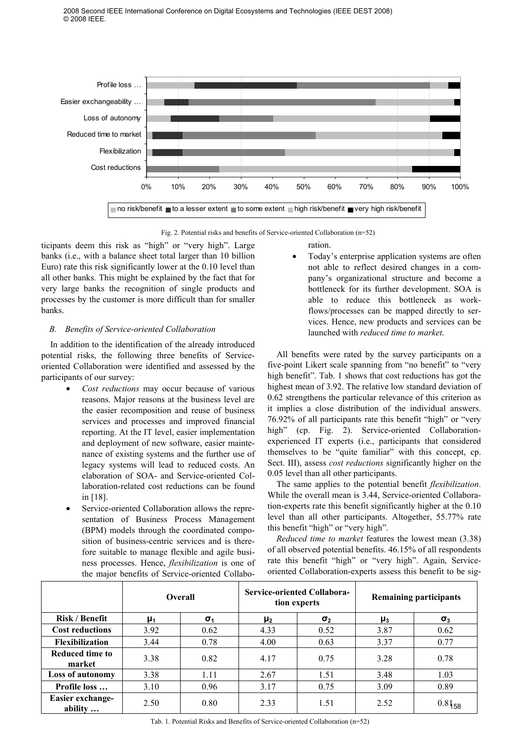Fig. 2. Potential risks and benefits of Service-oriented Collaboration (n=52)

ticipants deem this risk as "high" or "very high". Large banks (i.e., with a balance sheet total larger than 10 billion Euro) rate this risk significantly lower at the 0.10 level than all other banks. This might be explained by the fact that for very large banks the recognition of single products and processes by the customer is more difficult than for smaller banks.

### *B. Benefits of Service-oriented Collaboration*

In addition to the identification of the already introduced potential risks, the following three benefits of Service-oriented Collaboration were identified and assessed by the participants of our survey:

- *Cost reductions* may occur because of various reasons. Major reasons at the business level are the easier recomposition and reuse of business services and processes and improved financial reporting. At the IT level, easier implementation and deployment of new software, easier maintenance of existing systems and the further use of legacy systems will lead to reduced costs. An elaboration of SOA- and Service-oriented Collaboration-related cost reductions can be found in [18].
- Service-oriented Collaboration allows the representation of Business Process Management (BPM) models through the coordinated composition of business-centric services and is therefore suitable to manage flexible and agile business processes. Hence, *flexibilization* is one of the major benefits of Service-oriented Collaboration.
- Today's enterprise application systems are often not able to reflect desired changes in a company's organizational structure and become a bottleneck for its further development. SOA is able to reduce this bottleneck as workflows/processes can be mapped directly to services. Hence, new products and services can be launched with *reduced time to market*.

All benefits were rated by the survey participants on a five-point Likert scale spanning from "no benefit" to "very high benefit". Tab. 1 shows that cost reductions has got the highest mean of 3.92. The relative low standard deviation of 0.62 strengthens the particular relevance of this criterion as it implies a close distribution of the individual answers. 76.92% of all participants rate this benefit "high" or "very high" (cp. Fig. 2). Service-oriented Collaboration-experienced IT experts (i.e., participants that considered themselves to be "quite familiar" with this concept, cp. Sect. III), assess *cost reductions* significantly higher on the 0.05 level than all other participants.

The same applies to the potential benefit *flexibilization*. While the overall mean is 3.44, Service-oriented Collaboration-experts rate this benefit significantly higher at the 0.10 level than all other participants. Altogether, 55.77% rate this benefit "high" or "very high".

*Reduced time to market* features the lowest mean (3.38) of all observed potential benefits. 46.15% of all respondents rate this benefit "high" or "very high". Again, Service-oriented Collaboration-experts assess this benefit to be sig-

| | **Overall** | | **Service-oriented Collaboration experts** | | **Remaining participants** | |
|---|---|---|---|---|---|---|
| **Risk / Benefit** | $\mu_1$ | $\sigma_1$ | $\mu_2$ | $\sigma_2$ | $\mu_3$ | $\sigma_3$ |
| **Cost reductions** | 3.92 | 0.62 | 4.33 | 0.52 | 3.87 | 0.62 |
| **Flexibilization** | 3.44 | 0.78 | 4.00 | 0.63 | 3.37 | 0.77 |
| **Reduced time to market** | 3.38 | 0.82 | 4.17 | 0.75 | 3.28 | 0.78 |
| **Loss of autonomy** | 3.38 | 1.11 | 2.67 | 1.51 | 3.48 | 1.03 |
| **Profile loss …** | 3.10 | 0.96 | 3.17 | 0.75 | 3.09 | 0.89 |
| **Easier exchangeability …** | 2.50 | 0.80 | 2.33 | 1.51 | 2.52 | 0.81 |

Tab. 1. Potential Risks and Benefits of Service-oriented Collaboration (n=52)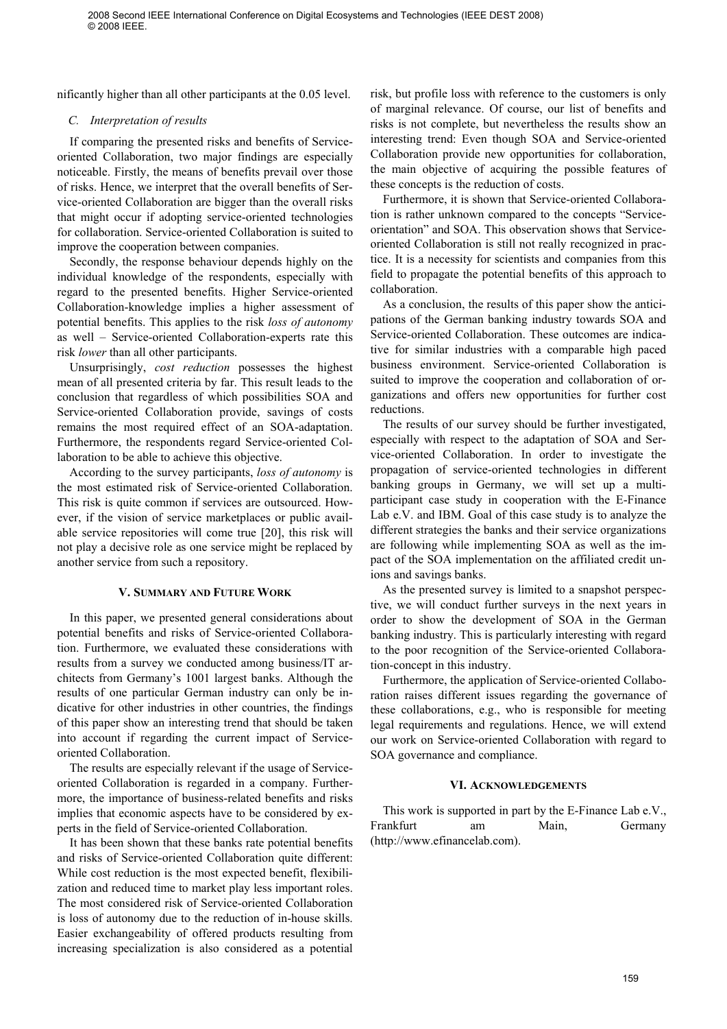nificantly higher than all other participants at the 0.05 level.

### C. Interpretation of results

If comparing the presented risks and benefits of Service-oriented Collaboration, two major findings are especially noticeable. Firstly, the means of benefits prevail over those of risks. Hence, we interpret that the overall benefits of Service-oriented Collaboration are bigger than the overall risks that might occur if adopting service-oriented technologies for collaboration. Service-oriented Collaboration is suited to improve the cooperation between companies.

Secondly, the response behaviour depends highly on the individual knowledge of the respondents, especially with regard to the presented benefits. Higher Service-oriented Collaboration-knowledge implies a higher assessment of potential benefits. This applies to the risk *loss of autonomy* as well – Service-oriented Collaboration-experts rate this risk *lower* than all other participants.

Unsurprisingly, *cost reduction* possesses the highest mean of all presented criteria by far. This result leads to the conclusion that regardless of which possibilities SOA and Service-oriented Collaboration provide, savings of costs remains the most required effect of an SOA-adaptation. Furthermore, the respondents regard Service-oriented Collaboration to be able to achieve this objective.

According to the survey participants, *loss of autonomy* is the most estimated risk of Service-oriented Collaboration. This risk is quite common if services are outsourced. However, if the vision of service marketplaces or public available service repositories will come true [20], this risk will not play a decisive role as one service might be replaced by another service from such a repository.

## V. Summary and Future Work

In this paper, we presented general considerations about potential benefits and risks of Service-oriented Collaboration. Furthermore, we evaluated these considerations with results from a survey we conducted among business/IT architects from Germany's 1001 largest banks. Although the results of one particular German industry can only be indicative for other industries in other countries, the findings of this paper show an interesting trend that should be taken into account if regarding the current impact of Service-oriented Collaboration.

The results are especially relevant if the usage of Service-oriented Collaboration is regarded in a company. Furthermore, the importance of business-related benefits and risks implies that economic aspects have to be considered by experts in the field of Service-oriented Collaboration.

It has been shown that these banks rate potential benefits and risks of Service-oriented Collaboration quite different: While cost reduction is the most expected benefit, flexibilization and reduced time to market play less important roles. The most considered risk of Service-oriented Collaboration is loss of autonomy due to the reduction of in-house skills. Easier exchangeability of offered products resulting from increasing specialization is also considered as a potential risk, but profile loss with reference to the customers is only of marginal relevance. Of course, our list of benefits and risks is not complete, but nevertheless the results show an interesting trend: Even though SOA and Service-oriented Collaboration provide new opportunities for collaboration, the main objective of acquiring the possible features of these concepts is the reduction of costs.

Furthermore, it is shown that Service-oriented Collaboration is rather unknown compared to the concepts "Service-orientation" and SOA. This observation shows that Service-oriented Collaboration is still not really recognized in practice. It is a necessity for scientists and companies from this field to propagate the potential benefits of this approach to collaboration.

As a conclusion, the results of this paper show the anticipations of the German banking industry towards SOA and Service-oriented Collaboration. These outcomes are indicative for similar industries with a comparable high paced business environment. Service-oriented Collaboration is suited to improve the cooperation and collaboration of organizations and offers new opportunities for further cost reductions.

The results of our survey should be further investigated, especially with respect to the adaptation of SOA and Service-oriented Collaboration. In order to investigate the propagation of service-oriented technologies in different banking groups in Germany, we will set up a multi-participant case study in cooperation with the E-Finance Lab e.V. and IBM. Goal of this case study is to analyze the different strategies the banks and their service organizations are following while implementing SOA as well as the impact of the SOA implementation on the affiliated credit unions and savings banks.

As the presented survey is limited to a snapshot perspective, we will conduct further surveys in the next years in order to show the development of SOA in the German banking industry. This is particularly interesting with regard to the poor recognition of the Service-oriented Collaboration-concept in this industry.

Furthermore, the application of Service-oriented Collaboration raises different issues regarding the governance of these collaborations, e.g., who is responsible for meeting legal requirements and regulations. Hence, we will extend our work on Service-oriented Collaboration with regard to SOA governance and compliance.

## VI. Acknowledgements

This work is supported in part by the E-Finance Lab e.V., Frankfurt am Main, Germany (http://www.efinancelab.com).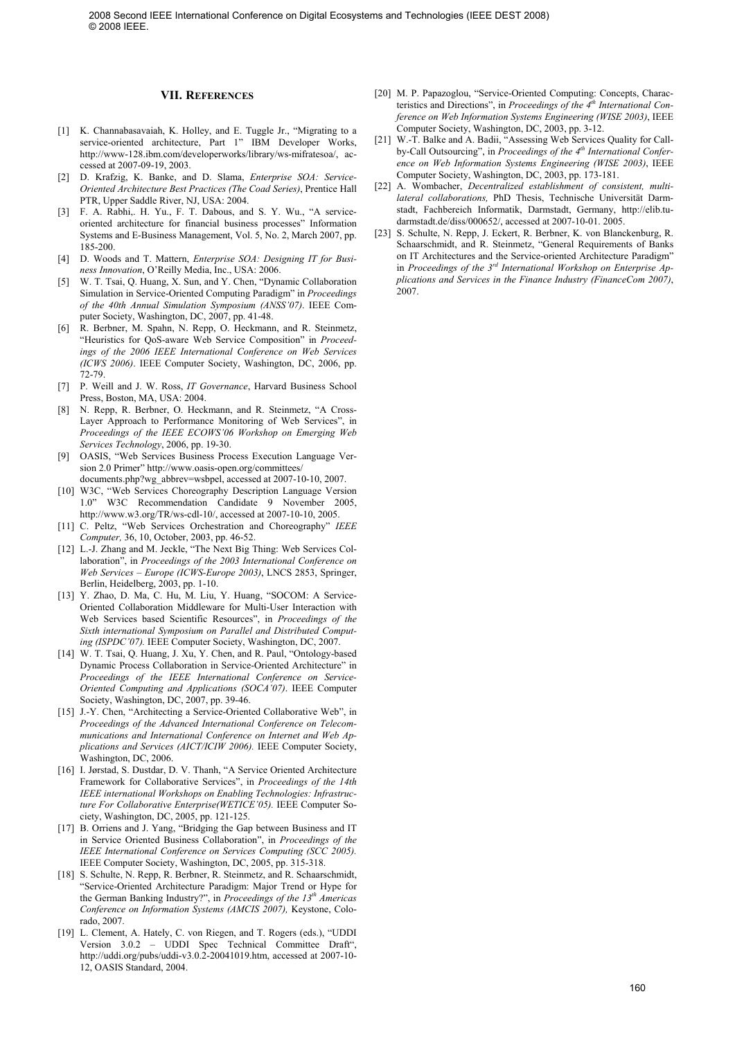## VII. References

[1] K. Channabasavaiah, K. Holley, and E. Tuggle Jr., "Migrating to a service-oriented architecture, Part 1" IBM Developer Works, http://www-128.ibm.com/developerworks/library/ws-mifratesoa/, accessed at 2007-09-19, 2003.

[2] D. Krafzig, K. Banke, and D. Slama, *Enterprise SOA: Service-Oriented Architecture Best Practices (The Coad Series)*, Prentice Hall PTR, Upper Saddle River, NJ, USA: 2004.

[3] F. A. Rabhi,. H. Yu., F. T. Dabous, and S. Y. Wu., "A service-oriented architecture for financial business processes" Information Systems and E-Business Management, Vol. 5, No. 2, March 2007, pp. 185-200.

[4] D. Woods and T. Mattern, *Enterprise SOA: Designing IT for Business Innovation*, O'Reilly Media, Inc., USA: 2006.

[5] W. T. Tsai, Q. Huang, X. Sun, and Y. Chen, "Dynamic Collaboration Simulation in Service-Oriented Computing Paradigm" in *Proceedings of the 40th Annual Simulation Symposium (ANSS'07)*. IEEE Computer Society, Washington, DC, 2007, pp. 41-48.

[6] R. Berbner, M. Spahn, N. Repp, O. Heckmann, and R. Steinmetz, "Heuristics for QoS-aware Web Service Composition" in *Proceedings of the 2006 IEEE International Conference on Web Services (ICWS 2006)*. IEEE Computer Society, Washington, DC, 2006, pp. 72-79.

[7] P. Weill and J. W. Ross, *IT Governance*, Harvard Business School Press, Boston, MA, USA: 2004.

[8] N. Repp, R. Berbner, O. Heckmann, and R. Steinmetz, "A Cross-Layer Approach to Performance Monitoring of Web Services", in *Proceedings of the IEEE ECOWS'06 Workshop on Emerging Web Services Technology*, 2006, pp. 19-30.

[9] OASIS, "Web Services Business Process Execution Language Version 2.0 Primer" http://www.oasis-open.org/committees/documents.php?wg_abbrev=wsbpel, accessed at 2007-10-10, 2007.

[10] W3C, "Web Services Choreography Description Language Version 1.0" W3C Recommendation Candidate 9 November 2005, http://www.w3.org/TR/ws-cdl-10/, accessed at 2007-10-10, 2005.

[11] C. Peltz, "Web Services Orchestration and Choreography" *IEEE Computer,* 36, 10, October, 2003, pp. 46-52.

[12] L.-J. Zhang and M. Jeckle, "The Next Big Thing: Web Services Collaboration", in *Proceedings of the 2003 International Conference on Web Services – Europe (ICWS-Europe 2003)*, LNCS 2853, Springer, Berlin, Heidelberg, 2003, pp. 1-10.

[13] Y. Zhao, D. Ma, C. Hu, M. Liu, Y. Huang, "SOCOM: A Service-Oriented Collaboration Middleware for Multi-User Interaction with Web Services based Scientific Resources", in *Proceedings of the Sixth international Symposium on Parallel and Distributed Computing (ISPDC'07).* IEEE Computer Society, Washington, DC, 2007.

[14] W. T. Tsai, Q. Huang, J. Xu, Y. Chen, and R. Paul, "Ontology-based Dynamic Process Collaboration in Service-Oriented Architecture" in *Proceedings of the IEEE International Conference on Service-Oriented Computing and Applications (SOCA'07)*. IEEE Computer Society, Washington, DC, 2007, pp. 39-46.

[15] J.-Y. Chen, "Architecting a Service-Oriented Collaborative Web", in *Proceedings of the Advanced International Conference on Telecommunications and International Conference on Internet and Web Applications and Services (AICT/ICIW 2006).* IEEE Computer Society, Washington, DC, 2006.

[16] I. Jørstad, S. Dustdar, D. V. Thanh, "A Service Oriented Architecture Framework for Collaborative Services", in *Proceedings of the 14th IEEE international Workshops on Enabling Technologies: Infrastructure For Collaborative Enterprise(WETICE'05).* IEEE Computer Society, Washington, DC, 2005, pp. 121-125.

[17] B. Orriens and J. Yang, "Bridging the Gap between Business and IT in Service Oriented Business Collaboration", in *Proceedings of the IEEE International Conference on Services Computing (SCC 2005).* IEEE Computer Society, Washington, DC, 2005, pp. 315-318.

[18] S. Schulte, N. Repp, R. Berbner, R. Steinmetz, and R. Schaarschmidt, "Service-Oriented Architecture Paradigm: Major Trend or Hype for the German Banking Industry?", in *Proceedings of the 13th Americas Conference on Information Systems (AMCIS 2007),* Keystone, Colorado, 2007.

[19] L. Clement, A. Hately, C. von Riegen, and T. Rogers (eds.), "UDDI Version 3.0.2 – UDDI Spec Technical Committee Draft", http://uddi.org/pubs/uddi-v3.0.2-20041019.htm, accessed at 2007-10-12, OASIS Standard, 2004.

[20] M. P. Papazoglou, "Service-Oriented Computing: Concepts, Characteristics and Directions", in *Proceedings of the 4th International Conference on Web Information Systems Engineering (WISE 2003)*, IEEE Computer Society, Washington, DC, 2003, pp. 3-12.

[21] W.-T. Balke and A. Badii, "Assessing Web Services Quality for Call-by-Call Outsourcing", in *Proceedings of the 4th International Conference on Web Information Systems Engineering (WISE 2003)*, IEEE Computer Society, Washington, DC, 2003, pp. 173-181.

[22] A. Wombacher, *Decentralized establishment of consistent, multilateral collaborations,* PhD Thesis, Technische Universität Darmstadt, Fachbereich Informatik, Darmstadt, Germany, http://elib.tu-darmstadt.de/diss/000652/, accessed at 2007-10-01. 2005.

[23] S. Schulte, N. Repp, J. Eckert, R. Berbner, K. von Blanckenburg, R. Schaarschmidt, and R. Steinmetz, "General Requirements of Banks on IT Architectures and the Service-oriented Architecture Paradigm" in *Proceedings of the 3rd International Workshop on Enterprise Applications and Services in the Finance Industry (FinanceCom 2007)*, 2007.